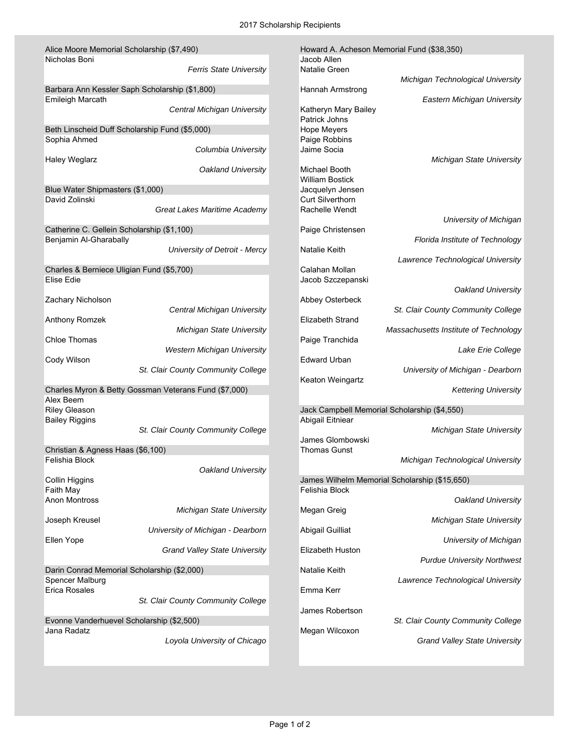# 2017 Scholarship Recipients

## Alice Moore Memorial Scholarship ($7,490)

Nicholas Boni
*Ferris State University*

## Barbara Ann Kessler Saph Scholarship ($1,800)

Emileigh Marcath
*Central Michigan University*

## Beth Linscheid Duff Scholarship Fund ($5,000)

Sophia Ahmed
*Columbia University*

Haley Weglarz
*Oakland University*

## Blue Water Shipmasters ($1,000)

David Zolinski
*Great Lakes Maritime Academy*

## Catherine C. Gellein Scholarship ($1,100)

Benjamin Al-Gharabally
*University of Detroit - Mercy*

## Charles & Berniece Uligian Fund ($5,700)

Elise Edie

Zachary Nicholson
*Central Michigan University*

Anthony Romzek
*Michigan State University*

Chloe Thomas
*Western Michigan University*

Cody Wilson
*St. Clair County Community College*

## Charles Myron & Betty Gossman Veterans Fund ($7,000)

Alex Beem
Riley Gleason
Bailey Riggins
*St. Clair County Community College*

## Christian & Agness Haas ($6,100)

Felishia Block
*Oakland University*

Collin Higgins
Faith May
Anon Montross
*Michigan State University*

Joseph Kreusel
*University of Michigan - Dearborn*

Ellen Yope
*Grand Valley State University*

## Darin Conrad Memorial Scholarship ($2,000)

Spencer Malburg
Erica Rosales
*St. Clair County Community College*

## Evonne Vanderhuevel Scholarship ($2,500)

Jana Radatz
*Loyola University of Chicago*

## Howard A. Acheson Memorial Fund ($38,350)

Jacob Allen
Natalie Green
*Michigan Technological University*

Hannah Armstrong
*Eastern Michigan University*

Katheryn Mary Bailey
Patrick Johns
Hope Meyers
Paige Robbins
Jaime Socia
*Michigan State University*

Michael Booth
William Bostick
Jacquelyn Jensen
Curt Silverthorn
Rachelle Wendt
*University of Michigan*

Paige Christensen
*Florida Institute of Technology*

Natalie Keith
*Lawrence Technological University*

Calahan Mollan
Jacob Szczepanski
*Oakland University*

Abbey Osterbeck
*St. Clair County Community College*

Elizabeth Strand
*Massachusetts Institute of Technology*

Paige Tranchida
*Lake Erie College*

Edward Urban
*University of Michigan - Dearborn*

Keaton Weingartz
*Kettering University*

## Jack Campbell Memorial Scholarship ($4,550)

Abigail Eitniear
*Michigan State University*

James Glombowski
Thomas Gunst
*Michigan Technological University*

## James Wilhelm Memorial Scholarship ($15,650)

Felishia Block
*Oakland University*

Megan Greig
*Michigan State University*

Abigail Guilliat
*University of Michigan*

Elizabeth Huston
*Purdue University Northwest*

Natalie Keith
*Lawrence Technological University*

Emma Kerr

James Robertson
*St. Clair County Community College*

Megan Wilcoxon
*Grand Valley State University*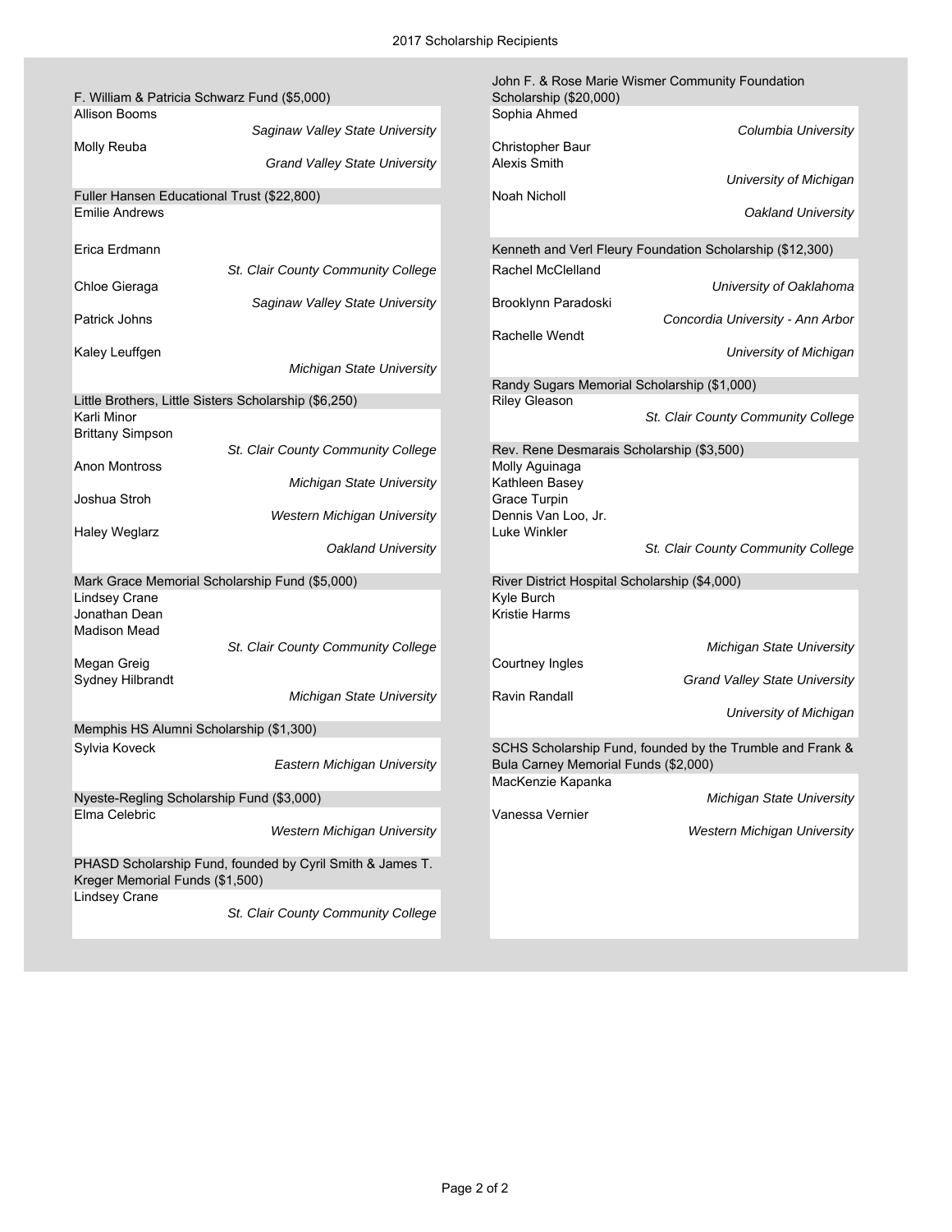2017 Scholarship Recipients

**F. William & Patricia Schwarz Fund ($5,000)**

Allison Booms
*Saginaw Valley State University*

Molly Reuba
*Grand Valley State University*

**Fuller Hansen Educational Trust ($22,800)**

Emilie Andrews

Erica Erdmann
*St. Clair County Community College*

Chloe Gieraga
*Saginaw Valley State University*

Patrick Johns

Kaley Leuffgen
*Michigan State University*

**Little Brothers, Little Sisters Scholarship ($6,250)**

Karli Minor
Brittany Simpson
*St. Clair County Community College*

Anon Montross
*Michigan State University*

Joshua Stroh
*Western Michigan University*

Haley Weglarz
*Oakland University*

**Mark Grace Memorial Scholarship Fund ($5,000)**

Lindsey Crane
Jonathan Dean
Madison Mead
*St. Clair County Community College*

Megan Greig
Sydney Hilbrandt
*Michigan State University*

**Memphis HS Alumni Scholarship ($1,300)**

Sylvia Koveck
*Eastern Michigan University*

**Nyeste-Regling Scholarship Fund ($3,000)**

Elma Celebric
*Western Michigan University*

**PHASD Scholarship Fund, founded by Cyril Smith & James T. Kreger Memorial Funds ($1,500)**

Lindsey Crane
*St. Clair County Community College*

**John F. & Rose Marie Wismer Community Foundation Scholarship ($20,000)**

Sophia Ahmed
*Columbia University*

Christopher Baur
Alexis Smith
*University of Michigan*

Noah Nicholl
*Oakland University*

**Kenneth and Verl Fleury Foundation Scholarship ($12,300)**

Rachel McClelland
*University of Oaklahoma*

Brooklynn Paradoski
*Concordia University - Ann Arbor*

Rachelle Wendt
*University of Michigan*

**Randy Sugars Memorial Scholarship ($1,000)**

Riley Gleason
*St. Clair County Community College*

**Rev. Rene Desmarais Scholarship ($3,500)**

Molly Aguinaga
Kathleen Basey
Grace Turpin
Dennis Van Loo, Jr.
Luke Winkler
*St. Clair County Community College*

**River District Hospital Scholarship ($4,000)**

Kyle Burch
Kristie Harms
*Michigan State University*

Courtney Ingles
*Grand Valley State University*

Ravin Randall
*University of Michigan*

**SCHS Scholarship Fund, founded by the Trumble and Frank & Bula Carney Memorial Funds ($2,000)**

MacKenzie Kapanka
*Michigan State University*

Vanessa Vernier
*Western Michigan University*